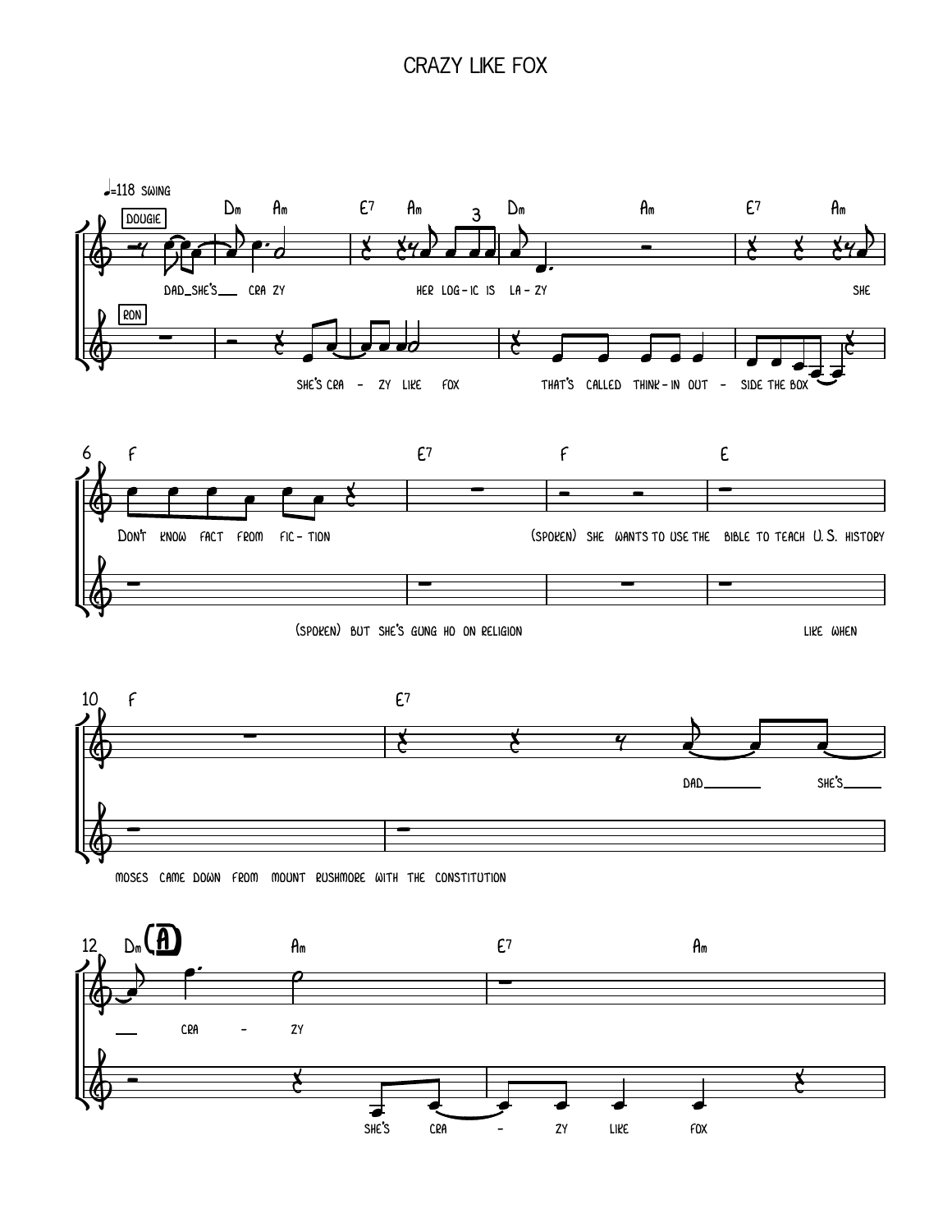# CRAZY LIKE FOX

♩=118 SWING

DOUGIE

RON

Dm Am E7 Am Dm Am E7 Am

DAD_SHE'S CRA ZY HER LOG - IC IS LA - ZY SHE

SHE'S CRA - ZY LIKE FOX THAT'S CALLED THINK - IN OUT - SIDE THE BOX

6 F E7 F E

DON'T KNOW FACT FROM FIC - TION (SPOKEN) SHE WANTS TO USE THE BIBLE TO TEACH U. S. HISTORY

(SPOKEN) BUT SHE'S GUNG HO ON RELIGION LIKE WHEN

10 F E7

DAD SHE'S

MOSES CAME DOWN FROM MOUNT RUSHMORE WITH THE CONSTITUTION

12 Dm (A) Am E7 Am

CRA - ZY

SHE'S CRA - ZY LIKE FOX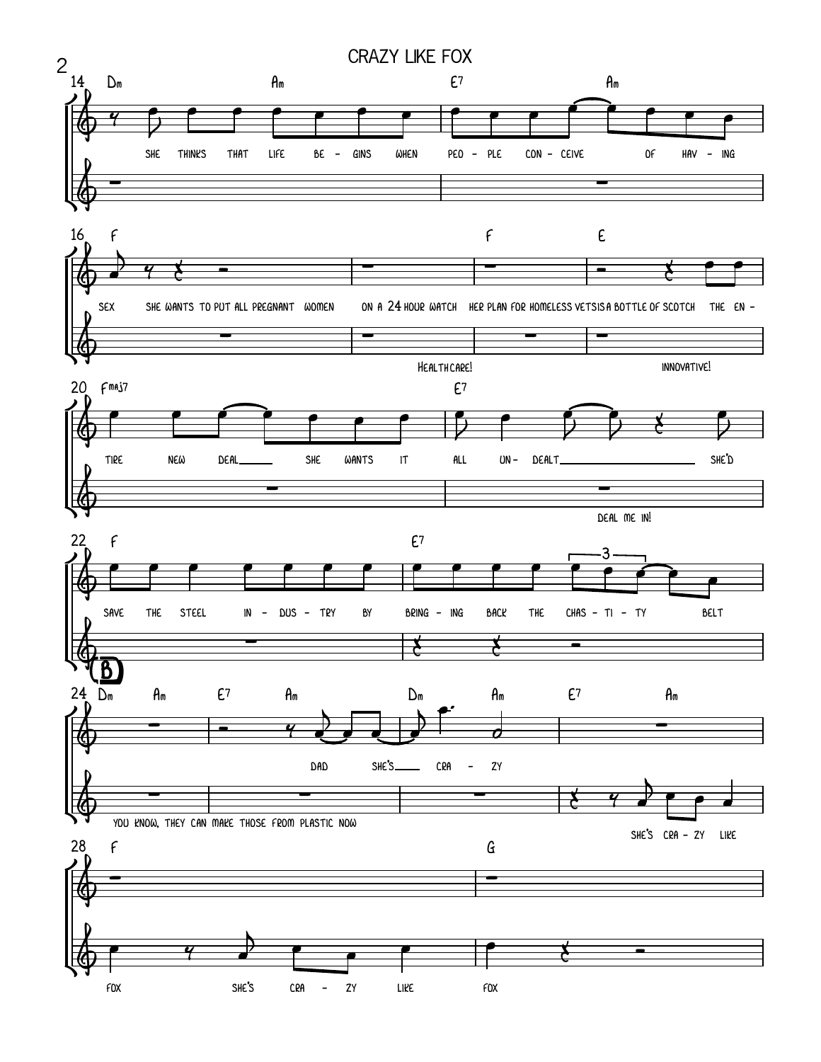## CRAZY LIKE FOX

14 Dm Am E7 Am

SHE THINKS THAT LIFE BE - GINS WHEN PEO - PLE CON - CEIVE OF HAV - ING

16 F F E

SEX SHE WANTS TO PUT ALL PREGNANT WOMEN ON A 24 HOUR WATCH HER PLAN FOR HOMELESS VETS IS A BOTTLE OF SCOTCH THE EN -

HEALTHCARE! INNOVATIVE!

20 Fmaj7 E7

TIRE NEW DEAL SHE WANTS IT ALL UN - DEALT SHE'D

DEAL ME IN!

22 F E7

SAVE THE STEEL IN - DUS - TRY BY BRING - ING BACK THE CHAS - TI - TY BELT

B

24 Dm Am E7 Am Dm Am E7 Am

DAD SHE'S CRA - ZY

YOU KNOW, THEY CAN MAKE THOSE FROM PLASTIC NOW

SHE'S CRA - ZY LIKE

28 F G

FOX SHE'S CRA - ZY LIKE FOX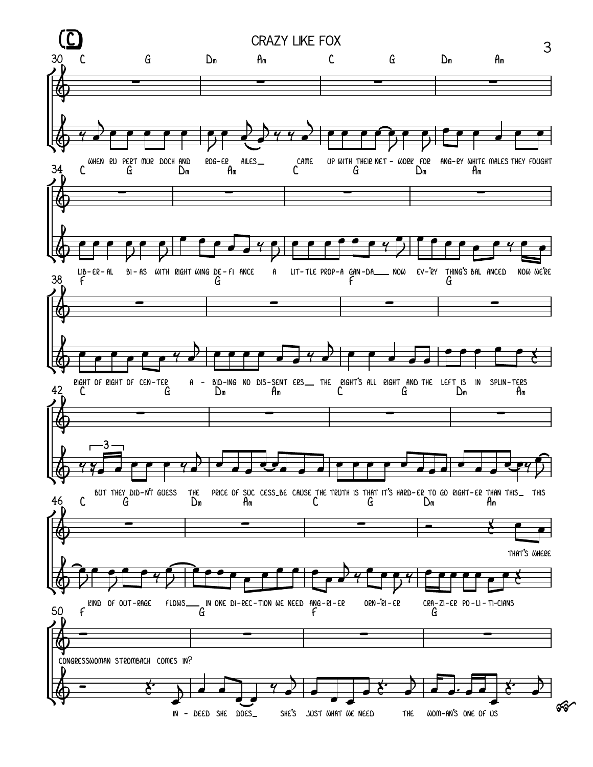# CRAZY LIKE FOX

30 C G Dm Am C G Dm Am

WHEN RU PERT MUR DOCH AND ROG-ER AILES_ CAME UP WITH THEIR NET - WORK FOR ANG-RY WHITE MALES THEY FOUGHT

34 C G Dm Am C G Dm Am

LIB-ER-AL BI-AS WITH RIGHT WING DE-FI ANCE A LIT-TLE PROP-A GAN-DA_ NOW EV-'RY THING'S BAL ANCED NOW WE'RE

38 F G F G

RIGHT OF RIGHT OF CEN-TER A - BID-ING NO DIS-SENT ERS_ THE RIGHT'S ALL RIGHT AND THE LEFT IS IN SPLIN-TERS

42 C G Dm Am C G Dm Am

BUT THEY DID-N'T GUESS THE PRICE OF SUC CESS_BE CAUSE THE TRUTH IS THAT IT'S HARD-ER TO GO RIGHT-ER THAN THIS_ THIS

46 C G Dm Am C G Dm Am

THAT'S WHERE

KIND OF OUT-RAGE FLOWS_ IN ONE DI-REC-TION WE NEED ANG-RI-ER ORN-'RI-ER CRA-ZI-ER PO-LI-TI-CIANS

50 F G F G

CONGRESSWOMAN STROMBACH COMES IN?

IN - DEED SHE DOES_ SHE'S JUST WHAT WE NEED THE WOM-AN'S ONE OF US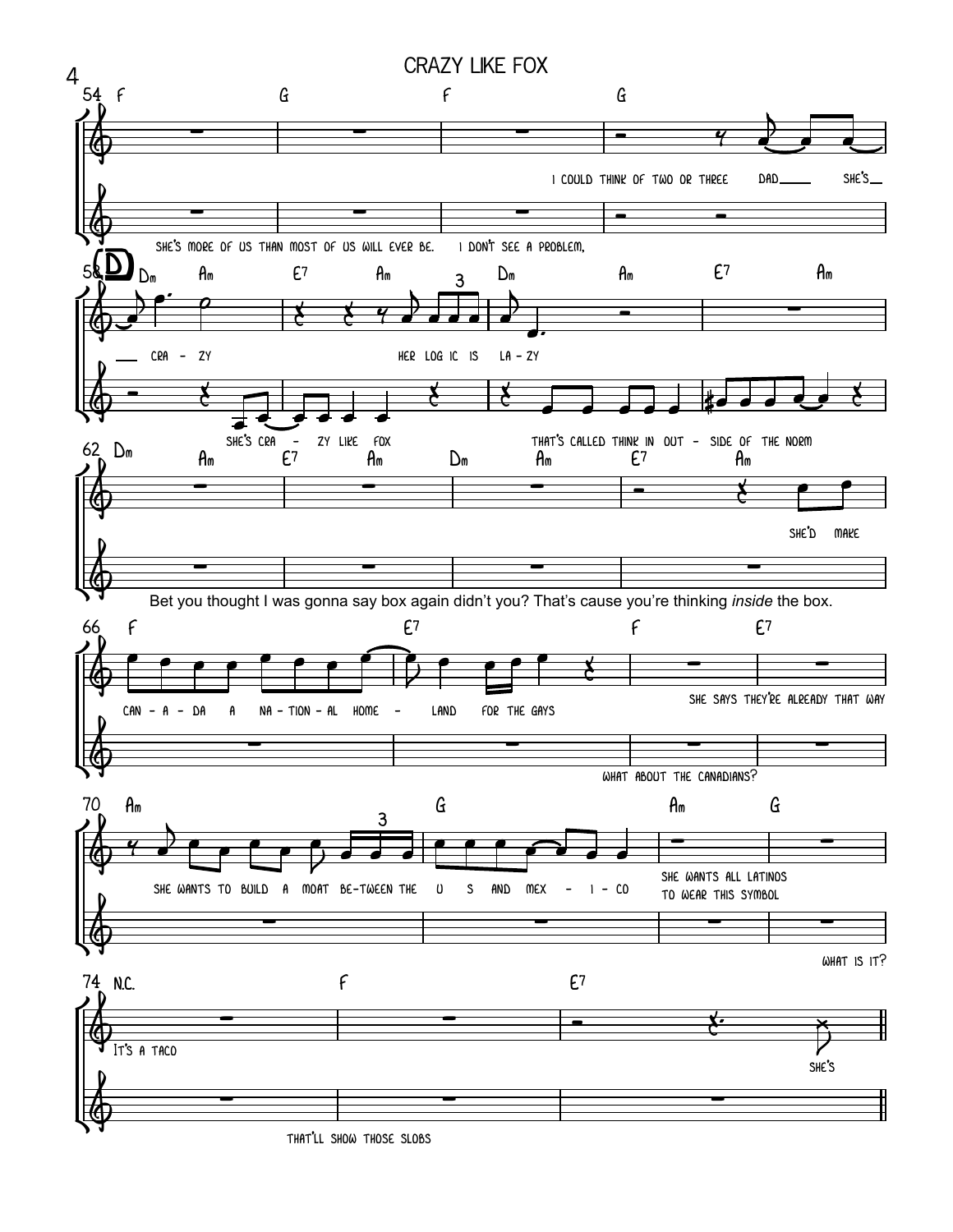## CRAZY LIKE FOX

**54** F — G — F — G

I could think of two or three dad___ she's___

She's more of us than most of us will ever be. I don't see a problem,

**58** **D** Dm Am E7 Am Dm Am E7 Am

___ cra - zy her log ic is la - zy

She's cra - zy like fox that's called think in out - side of the norm

**62** Dm Am E7 Am Dm Am E7 Am

She'd make

Bet you thought I was gonna say box again didn't you? That's cause you're thinking *inside* the box.

**66** F E7 F E7

Can - a - da a na - tion - al home - land for the gays

She says they're already that way

What about the Canadians?

**70** Am G Am G

She wants to build a moat be-tween the U S and Mex - i - co

She wants all Latinos to wear this symbol

What is it?

**74** N.C. F E7

It's a taco

She's

That'll show those slobs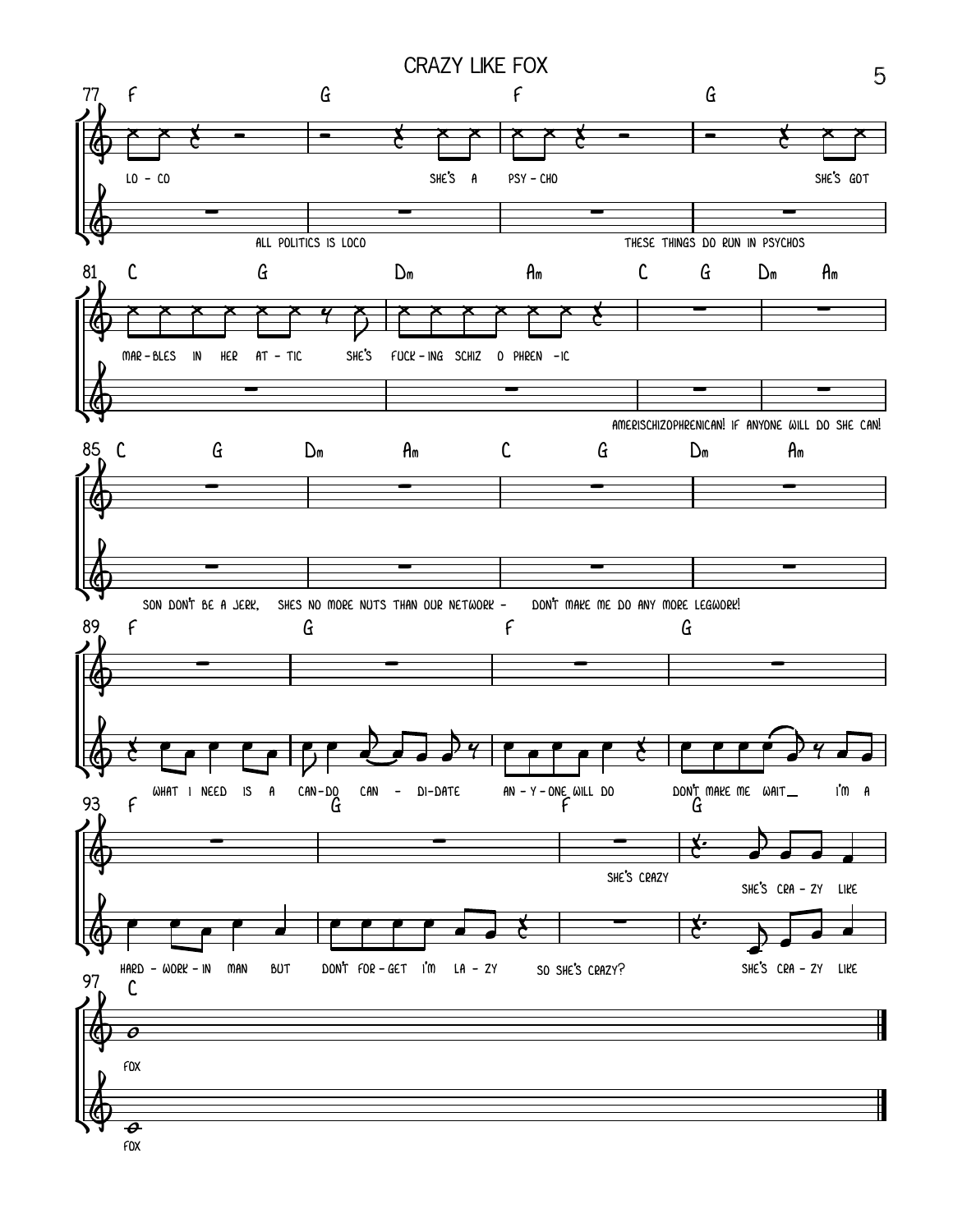# CRAZY LIKE FOX

77 F G F G

LO - CO SHE'S A PSY - CHO SHE'S GOT

ALL POLITICS IS LOCO THESE THINGS DO RUN IN PSYCHOS

81 C G Dm Am C G Dm Am

MAR - BLES IN HER AT - TIC SHE'S FUCK - ING SCHIZ O PHREN - IC

AMERISCHIZOPHRENICAN! IF ANYONE WILL DO SHE CAN!

85 C G Dm Am C G Dm Am

SON DON'T BE A JERK, SHES NO MORE NUTS THAN OUR NETWORK - DON'T MAKE ME DO ANY MORE LEGWORK!

89 F G F G

WHAT I NEED IS A CAN - DO CAN - DI - DATE AN - Y - ONE WILL DO DON'T MAKE ME WAIT I'M A

93 F G F G

SHE'S CRAZY SHE'S CRA - ZY LIKE

HARD - WORK - IN MAN BUT DON'T FOR - GET I'M LA - ZY SO SHE'S CRAZY? SHE'S CRA - ZY LIKE

97 C

FOX

FOX